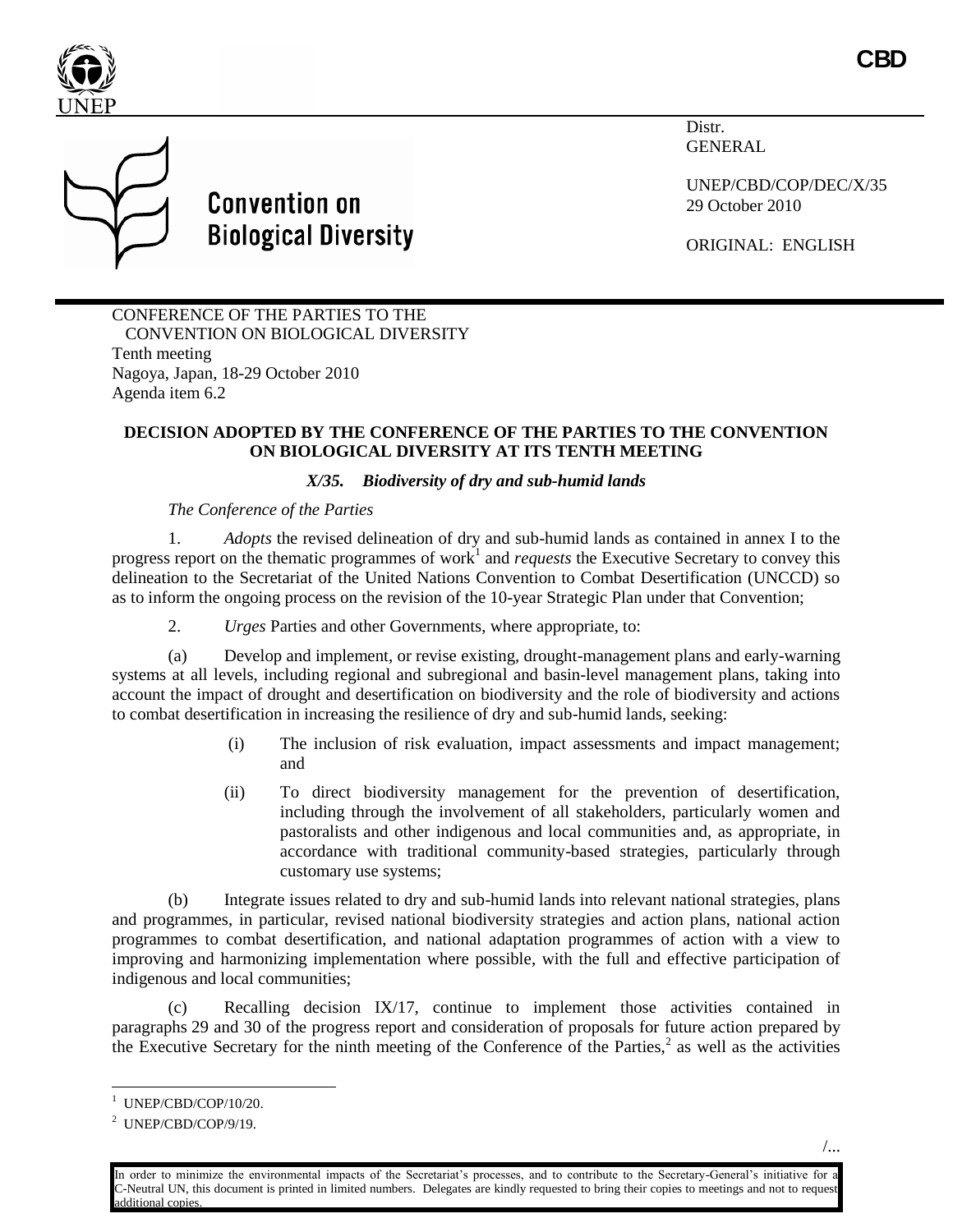UNEP

**CBD**

Convention on Biological Diversity

Distr.
GENERAL

UNEP/CBD/COP/DEC/X/35
29 October 2010

ORIGINAL: ENGLISH

CONFERENCE OF THE PARTIES TO THE CONVENTION ON BIOLOGICAL DIVERSITY
Tenth meeting
Nagoya, Japan, 18-29 October 2010
Agenda item 6.2

**DECISION ADOPTED BY THE CONFERENCE OF THE PARTIES TO THE CONVENTION ON BIOLOGICAL DIVERSITY AT ITS TENTH MEETING**

***X/35. Biodiversity of dry and sub-humid lands***

*The Conference of the Parties*

1. *Adopts* the revised delineation of dry and sub-humid lands as contained in annex I to the progress report on the thematic programmes of work[1] and *requests* the Executive Secretary to convey this delineation to the Secretariat of the United Nations Convention to Combat Desertification (UNCCD) so as to inform the ongoing process on the revision of the 10-year Strategic Plan under that Convention;

2. *Urges* Parties and other Governments, where appropriate, to:

(a) Develop and implement, or revise existing, drought-management plans and early-warning systems at all levels, including regional and subregional and basin-level management plans, taking into account the impact of drought and desertification on biodiversity and the role of biodiversity and actions to combat desertification in increasing the resilience of dry and sub-humid lands, seeking:

(i) The inclusion of risk evaluation, impact assessments and impact management; and

(ii) To direct biodiversity management for the prevention of desertification, including through the involvement of all stakeholders, particularly women and pastoralists and other indigenous and local communities and, as appropriate, in accordance with traditional community-based strategies, particularly through customary use systems;

(b) Integrate issues related to dry and sub-humid lands into relevant national strategies, plans and programmes, in particular, revised national biodiversity strategies and action plans, national action programmes to combat desertification, and national adaptation programmes of action with a view to improving and harmonizing implementation where possible, with the full and effective participation of indigenous and local communities;

(c) Recalling decision IX/17, continue to implement those activities contained in paragraphs 29 and 30 of the progress report and consideration of proposals for future action prepared by the Executive Secretary for the ninth meeting of the Conference of the Parties,[2] as well as the activities

---

[1] UNEP/CBD/COP/10/20.

[2] UNEP/CBD/COP/9/19.

In order to minimize the environmental impacts of the Secretariat's processes, and to contribute to the Secretary-General's initiative for a C-Neutral UN, this document is printed in limited numbers. Delegates are kindly requested to bring their copies to meetings and not to request additional copies.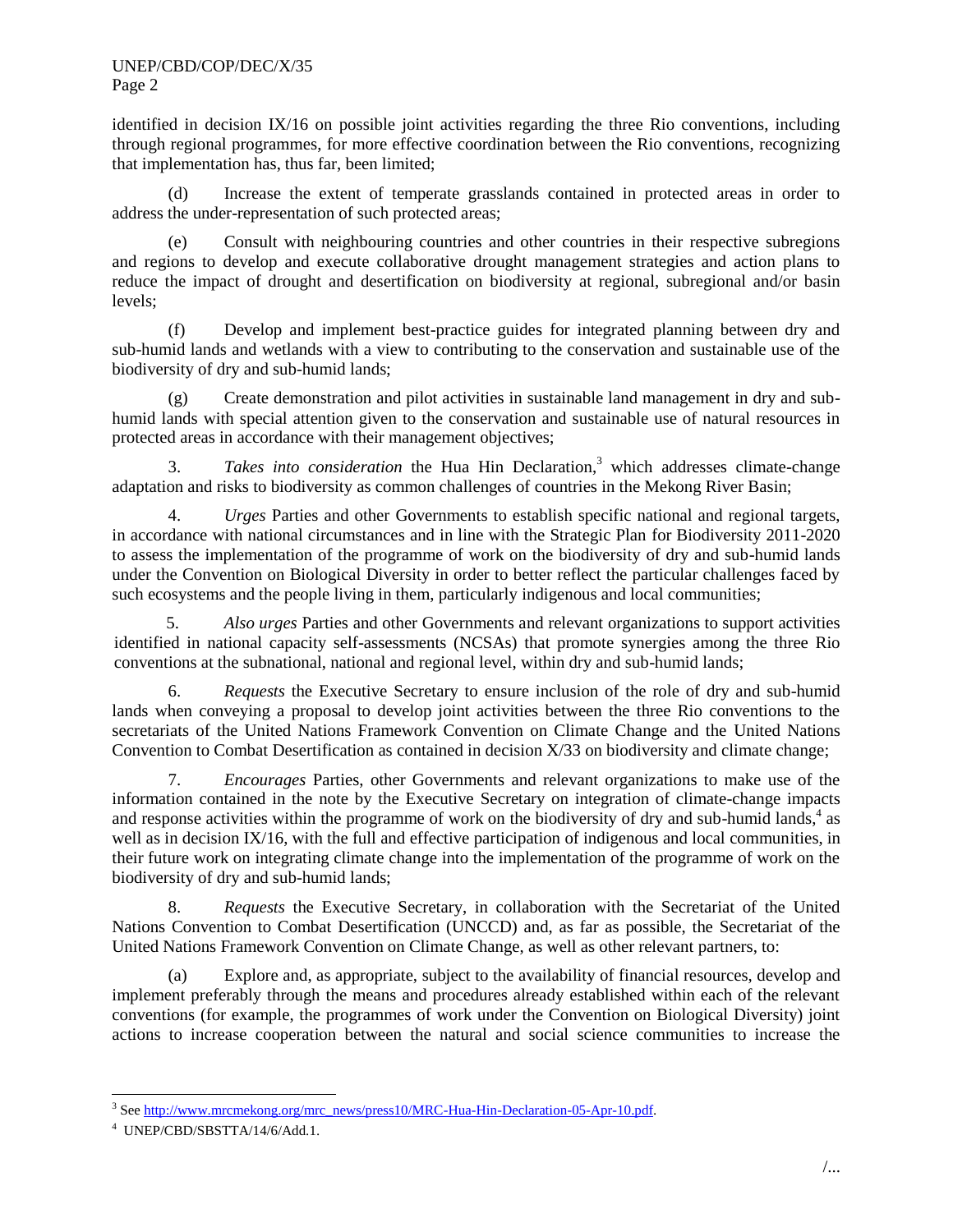identified in decision IX/16 on possible joint activities regarding the three Rio conventions, including through regional programmes, for more effective coordination between the Rio conventions, recognizing that implementation has, thus far, been limited;

(d) Increase the extent of temperate grasslands contained in protected areas in order to address the under-representation of such protected areas;

(e) Consult with neighbouring countries and other countries in their respective subregions and regions to develop and execute collaborative drought management strategies and action plans to reduce the impact of drought and desertification on biodiversity at regional, subregional and/or basin levels;

(f) Develop and implement best-practice guides for integrated planning between dry and sub-humid lands and wetlands with a view to contributing to the conservation and sustainable use of the biodiversity of dry and sub-humid lands;

(g) Create demonstration and pilot activities in sustainable land management in dry and sub-humid lands with special attention given to the conservation and sustainable use of natural resources in protected areas in accordance with their management objectives;

3. *Takes into consideration* the Hua Hin Declaration,[3] which addresses climate-change adaptation and risks to biodiversity as common challenges of countries in the Mekong River Basin;

4. *Urges* Parties and other Governments to establish specific national and regional targets, in accordance with national circumstances and in line with the Strategic Plan for Biodiversity 2011-2020 to assess the implementation of the programme of work on the biodiversity of dry and sub-humid lands under the Convention on Biological Diversity in order to better reflect the particular challenges faced by such ecosystems and the people living in them, particularly indigenous and local communities;

5. *Also urges* Parties and other Governments and relevant organizations to support activities identified in national capacity self-assessments (NCSAs) that promote synergies among the three Rio conventions at the subnational, national and regional level, within dry and sub-humid lands;

6. *Requests* the Executive Secretary to ensure inclusion of the role of dry and sub-humid lands when conveying a proposal to develop joint activities between the three Rio conventions to the secretariats of the United Nations Framework Convention on Climate Change and the United Nations Convention to Combat Desertification as contained in decision X/33 on biodiversity and climate change;

7. *Encourages* Parties, other Governments and relevant organizations to make use of the information contained in the note by the Executive Secretary on integration of climate-change impacts and response activities within the programme of work on the biodiversity of dry and sub-humid lands,[4] as well as in decision IX/16, with the full and effective participation of indigenous and local communities, in their future work on integrating climate change into the implementation of the programme of work on the biodiversity of dry and sub-humid lands;

8. *Requests* the Executive Secretary, in collaboration with the Secretariat of the United Nations Convention to Combat Desertification (UNCCD) and, as far as possible, the Secretariat of the United Nations Framework Convention on Climate Change, as well as other relevant partners, to:

(a) Explore and, as appropriate, subject to the availability of financial resources, develop and implement preferably through the means and procedures already established within each of the relevant conventions (for example, the programmes of work under the Convention on Biological Diversity) joint actions to increase cooperation between the natural and social science communities to increase the

---

[3] See http://www.mrcmekong.org/mrc_news/press10/MRC-Hua-Hin-Declaration-05-Apr-10.pdf.

[4] UNEP/CBD/SBSTTA/14/6/Add.1.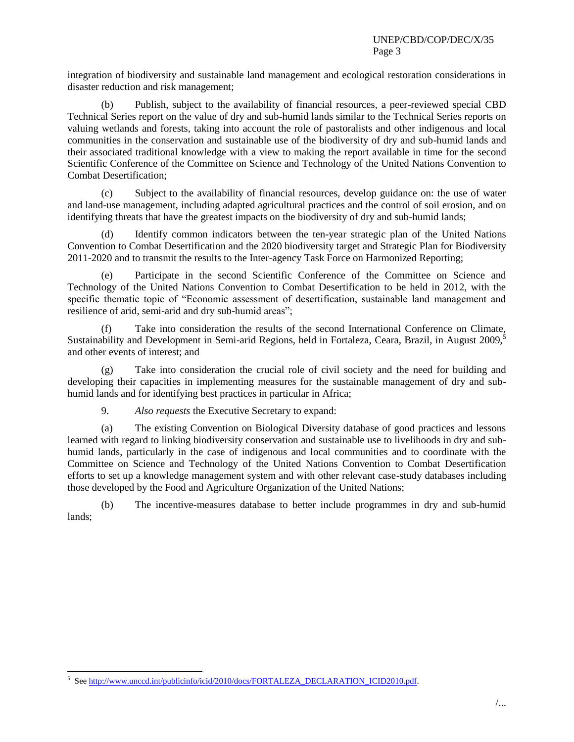integration of biodiversity and sustainable land management and ecological restoration considerations in disaster reduction and risk management;

(b) Publish, subject to the availability of financial resources, a peer-reviewed special CBD Technical Series report on the value of dry and sub-humid lands similar to the Technical Series reports on valuing wetlands and forests, taking into account the role of pastoralists and other indigenous and local communities in the conservation and sustainable use of the biodiversity of dry and sub-humid lands and their associated traditional knowledge with a view to making the report available in time for the second Scientific Conference of the Committee on Science and Technology of the United Nations Convention to Combat Desertification;

(c) Subject to the availability of financial resources, develop guidance on: the use of water and land-use management, including adapted agricultural practices and the control of soil erosion, and on identifying threats that have the greatest impacts on the biodiversity of dry and sub-humid lands;

(d) Identify common indicators between the ten-year strategic plan of the United Nations Convention to Combat Desertification and the 2020 biodiversity target and Strategic Plan for Biodiversity 2011-2020 and to transmit the results to the Inter-agency Task Force on Harmonized Reporting;

(e) Participate in the second Scientific Conference of the Committee on Science and Technology of the United Nations Convention to Combat Desertification to be held in 2012, with the specific thematic topic of "Economic assessment of desertification, sustainable land management and resilience of arid, semi-arid and dry sub-humid areas";

(f) Take into consideration the results of the second International Conference on Climate, Sustainability and Development in Semi-arid Regions, held in Fortaleza, Ceara, Brazil, in August 2009,[5] and other events of interest; and

(g) Take into consideration the crucial role of civil society and the need for building and developing their capacities in implementing measures for the sustainable management of dry and sub-humid lands and for identifying best practices in particular in Africa;

9. *Also requests* the Executive Secretary to expand:

(a) The existing Convention on Biological Diversity database of good practices and lessons learned with regard to linking biodiversity conservation and sustainable use to livelihoods in dry and sub-humid lands, particularly in the case of indigenous and local communities and to coordinate with the Committee on Science and Technology of the United Nations Convention to Combat Desertification efforts to set up a knowledge management system and with other relevant case-study databases including those developed by the Food and Agriculture Organization of the United Nations;

(b) The incentive-measures database to better include programmes in dry and sub-humid lands;

---

[5] See http://www.unccd.int/publicinfo/icid/2010/docs/FORTALEZA_DECLARATION_ICID2010.pdf.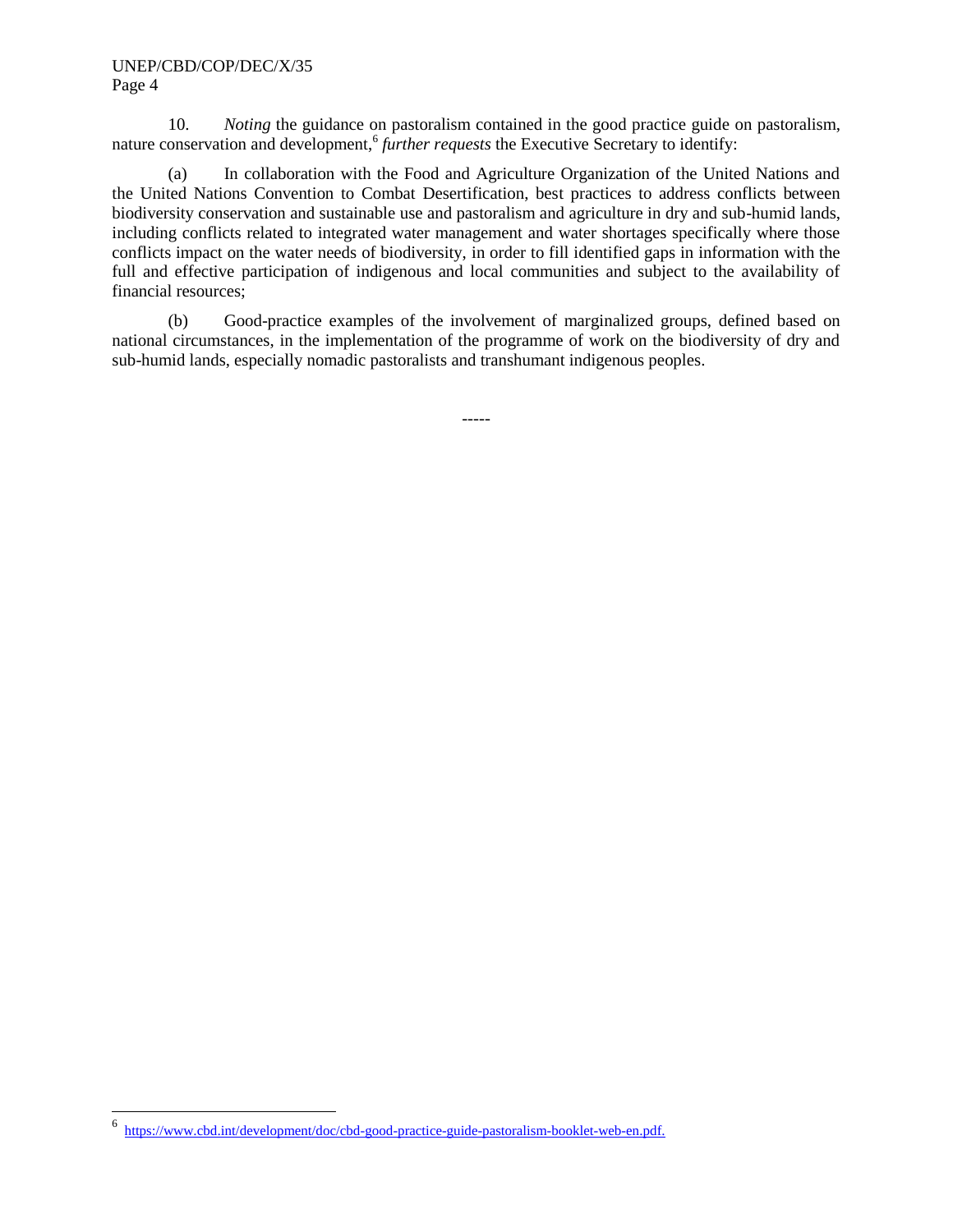10. *Noting* the guidance on pastoralism contained in the good practice guide on pastoralism, nature conservation and development,[6] *further requests* the Executive Secretary to identify:

(a) In collaboration with the Food and Agriculture Organization of the United Nations and the United Nations Convention to Combat Desertification, best practices to address conflicts between biodiversity conservation and sustainable use and pastoralism and agriculture in dry and sub-humid lands, including conflicts related to integrated water management and water shortages specifically where those conflicts impact on the water needs of biodiversity, in order to fill identified gaps in information with the full and effective participation of indigenous and local communities and subject to the availability of financial resources;

(b) Good-practice examples of the involvement of marginalized groups, defined based on national circumstances, in the implementation of the programme of work on the biodiversity of dry and sub-humid lands, especially nomadic pastoralists and transhumant indigenous peoples.

-----

---

[6] https://www.cbd.int/development/doc/cbd-good-practice-guide-pastoralism-booklet-web-en.pdf.